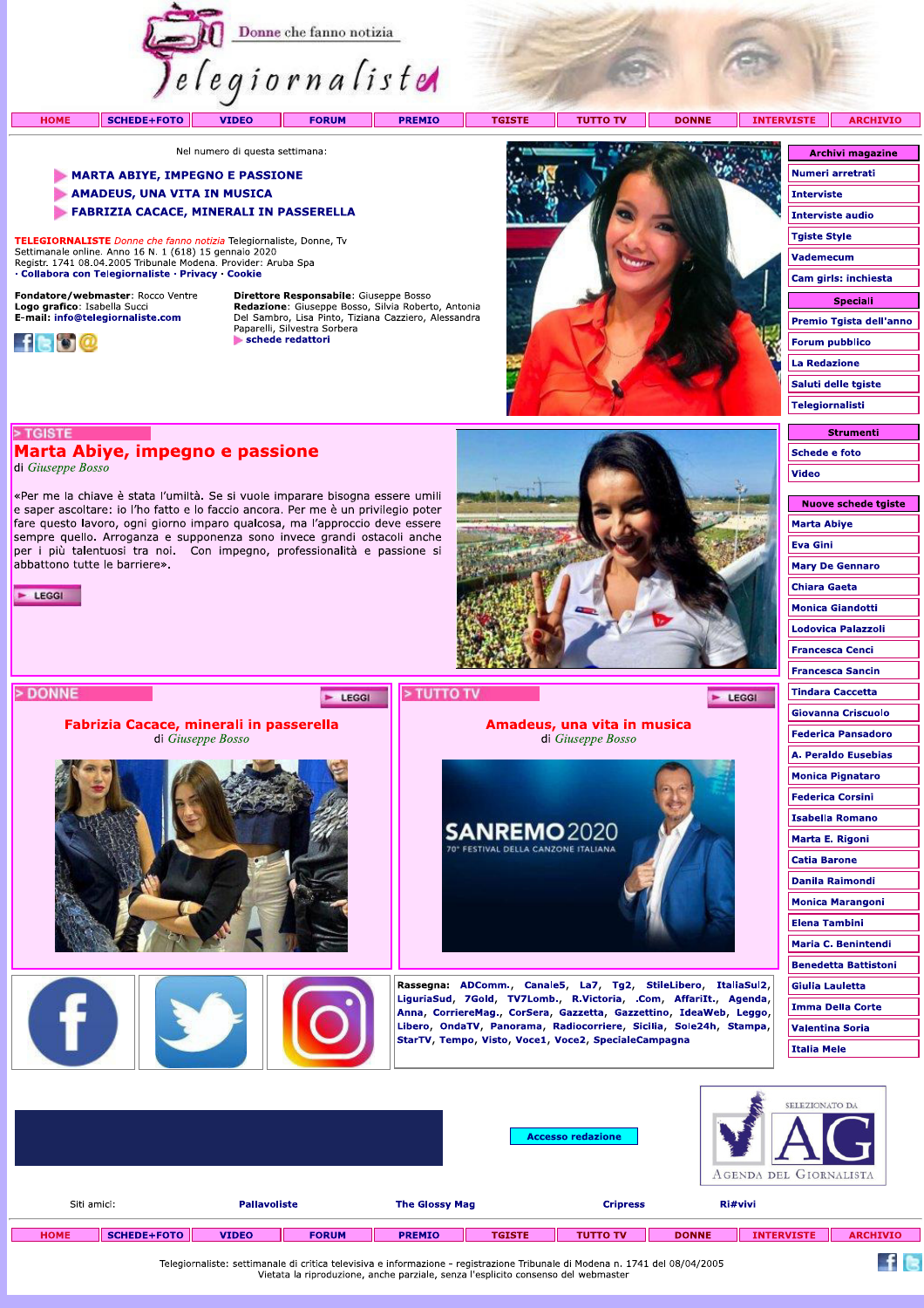# Telegiornaliste

Donne che fanno notizia

HOME | SCHEDE+FOTO | VIDEO | FORUM | PREMIO | TGISTE | TUTTO TV | DONNE | INTERVISTE | ARCHIVIO

Nel numero di questa settimana:

- **MARTA ABIYE, IMPEGNO E PASSIONE**
- **AMADEUS, UNA VITA IN MUSICA**
- **FABRIZIA CACACE, MINERALI IN PASSERELLA**

**TELEGIORNALISTE** *Donne che fanno notizia* Telegiornaliste, Donne, Tv
Settimanale online. Anno 16 N. 1 (618) 15 gennaio 2020
Registr. 1741 08.04.2005 Tribunale Modena. Provider: Aruba Spa
· **Collabora con Telegiornaliste** · **Privacy** · **Cookie**

**Fondatore/webmaster**: Rocco Ventre
**Logo grafico**: Isabella Succi
**E-mail**: **info@telegiornaliste.com**

**Direttore Responsabile**: Giuseppe Bosso
**Redazione**: Giuseppe Bosso, Silvia Roberto, Antonia Del Sambro, Lisa Pinto, Tiziana Cazziero, Alessandra Paparelli, Silvestra Sorbera
**schede redattori**

## > TGISTE

## Marta Abiye, impegno e passione

di *Giuseppe Bosso*

«Per me la chiave è stata l'umiltà. Se si vuole imparare bisogna essere umili e saper ascoltare: io l'ho fatto e lo faccio ancora. Per me è un privilegio poter fare questo lavoro, ogni giorno imparo qualcosa, ma l'approccio deve essere sempre quello. Arroganza e supponenza sono invece grandi ostacoli anche per i più talentuosi tra noi. Con impegno, professionalità e passione si abbattono tutte le barriere».

LEGGI

## > DONNE

LEGGI

### Fabrizia Cacace, minerali in passerella

di *Giuseppe Bosso*

## > TUTTO TV

LEGGI

### Amadeus, una vita in musica

di *Giuseppe Bosso*

**Rassegna**: ADComm., Canale5, La7, Tg2, StileLibero, ItaliaSul2, LiguriaSud, 7Gold, TV7Lomb., R.Victoria, .Com, AffariIt., Agenda, Anna, CorriereMag., CorSera, Gazzetta, Gazzettino, IdeaWeb, Leggo, Libero, OndaTV, Panorama, Radiocorriere, Sicilia, Sole24h, Stampa, StarTV, Tempo, Visto, Voce1, Voce2, SpecialeCampagna

**Archivi magazine**
- Numeri arretrati
- Interviste
- Interviste audio
- Tgiste Style
- Vademecum
- Cam girls: inchiesta

**Speciali**
- Premio Tgista dell'anno
- Forum pubblico
- La Redazione
- Saluti delle tgiste
- Telegiornalisti

**Strumenti**
- Schede e foto
- Video

**Nuove schede tgiste**
- Marta Abiye
- Eva Gini
- Mary De Gennaro
- Chiara Gaeta
- Monica Giandotti
- Lodovica Palazzoli
- Francesca Cenci
- Francesca Sancin
- Tindara Caccetta
- Giovanna Criscuolo
- Federica Pansadoro
- A. Peraldo Eusebias
- Monica Pignataro
- Federica Corsini
- Isabella Romano
- Marta E. Rigoni
- Catia Barone
- Danila Raimondi
- Monica Marangoni
- Elena Tambini
- Maria C. Benintendi
- Benedetta Battistoni
- Giulia Lauletta
- Imma Della Corte
- Valentina Soria
- Italia Mele

Accesso redazione

SELEZIONATO DA AG Agenda del Giornalista

Siti amici: **Pallavoliste** **The Glossy Mag** **Cripress** **Ri#vivi**

HOME | SCHEDE+FOTO | VIDEO | FORUM | PREMIO | TGISTE | TUTTO TV | DONNE | INTERVISTE | ARCHIVIO

Telegiornaliste: settimanale di critica televisiva e informazione - registrazione Tribunale di Modena n. 1741 del 08/04/2005
Vietata la riproduzione, anche parziale, senza l'esplicito consenso del webmaster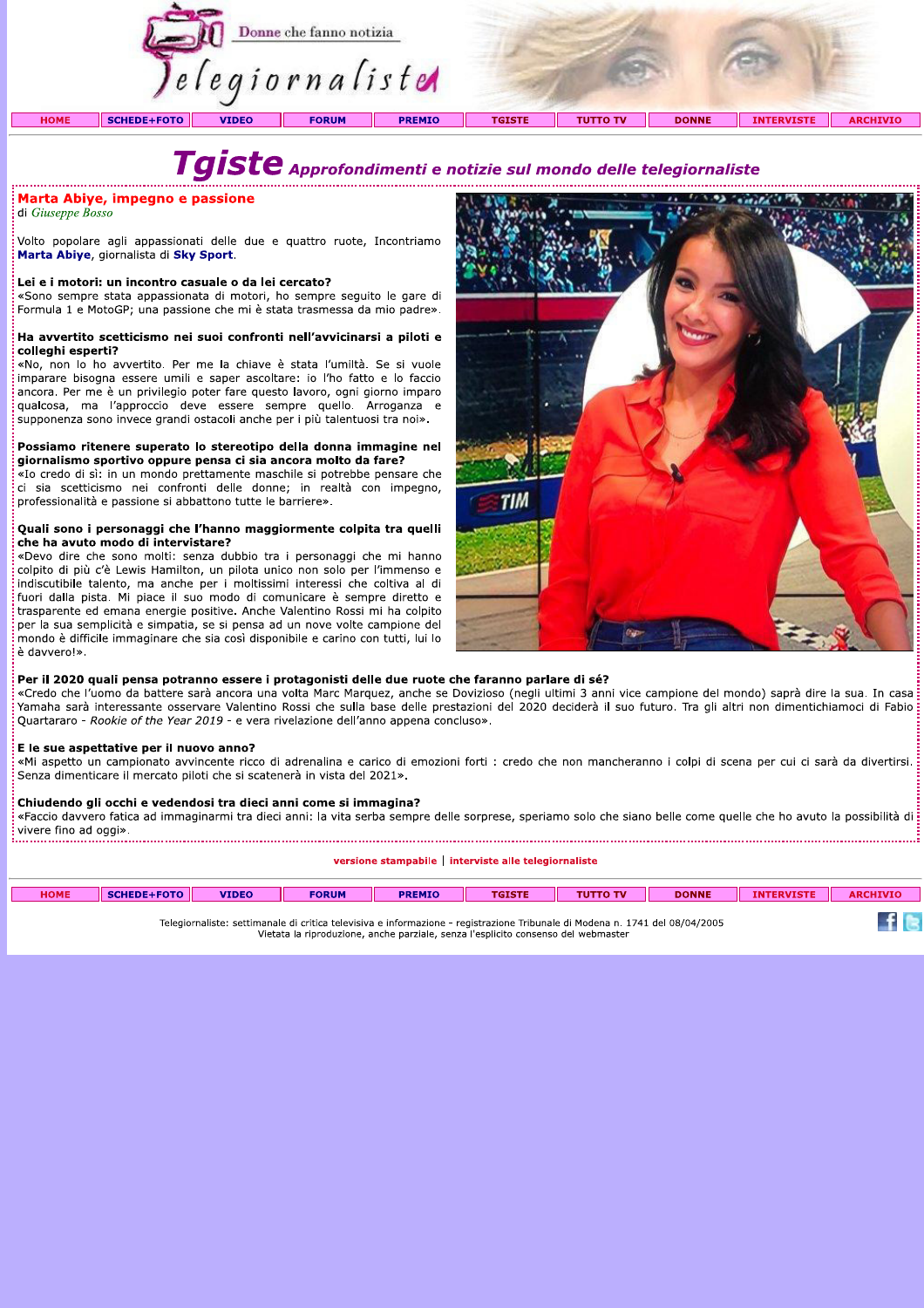# Tgiste *Approfondimenti e notizie sul mondo delle telegiornaliste*

## Marta Abiye, impegno e passione

di *Giuseppe Bosso*

Volto popolare agli appassionati delle due e quattro ruote, Incontriamo **Marta Abiye**, giornalista di **Sky Sport**.

**Lei e i motori: un incontro casuale o da lei cercato?**
«Sono sempre stata appassionata di motori, ho sempre seguito le gare di Formula 1 e MotoGP; una passione che mi è stata trasmessa da mio padre».

**Ha avvertito scetticismo nei suoi confronti nell'avvicinarsi a piloti e colleghi esperti?**
«No, non lo ho avvertito. Per me la chiave è stata l'umiltà. Se si vuole imparare bisogna essere umili e saper ascoltare: io l'ho fatto e lo faccio ancora. Per me è un privilegio poter fare questo lavoro, ogni giorno imparo qualcosa, ma l'approccio deve essere sempre quello. Arroganza e supponenza sono invece grandi ostacoli anche per i più talentuosi tra noi».

**Possiamo ritenere superato lo stereotipo della donna immagine nel giornalismo sportivo oppure pensa ci sia ancora molto da fare?**
«Io credo di sì: in un mondo prettamente maschile si potrebbe pensare che ci sia scetticismo nei confronti delle donne; in realtà con impegno, professionalità e passione si abbattono tutte le barriere».

**Quali sono i personaggi che l'hanno maggiormente colpita tra quelli che ha avuto modo di intervistare?**
«Devo dire che sono molti: senza dubbio tra i personaggi che mi hanno colpito di più c'è Lewis Hamilton, un pilota unico non solo per l'immenso e indiscutibile talento, ma anche per i moltissimi interessi che coltiva al di fuori dalla pista. Mi piace il suo modo di comunicare è sempre diretto e trasparente ed emana energie positive. Anche Valentino Rossi mi ha colpito per la sua semplicità e simpatia, se si pensa ad un nove volte campione del mondo è difficile immaginare che sia così disponibile e carino con tutti, lui lo è davvero!».

**Per il 2020 quali pensa potranno essere i protagonisti delle due ruote che faranno parlare di sé?**
«Credo che l'uomo da battere sarà ancora una volta Marc Marquez, anche se Dovizioso (negli ultimi 3 anni vice campione del mondo) saprà dire la sua. In casa Yamaha sarà interessante osservare Valentino Rossi che sulla base delle prestazioni del 2020 deciderà il suo futuro. Tra gli altri non dimentichiamoci di Fabio Quartararo - *Rookie of the Year 2019* - e vera rivelazione dell'anno appena concluso».

**E le sue aspettative per il nuovo anno?**
«Mi aspetto un campionato avvincente ricco di adrenalina e carico di emozioni forti : credo che non mancheranno i colpi di scena per cui ci sarà da divertirsi. Senza dimenticare il mercato piloti che si scatenerà in vista del 2021».

**Chiudendo gli occhi e vedendosi tra dieci anni come si immagina?**
«Faccio davvero fatica ad immaginarmi tra dieci anni: la vita serba sempre delle sorprese, speriamo solo che siano belle come quelle che ho avuto la possibilità di vivere fino ad oggi».

versione stampabile | interviste alle telegiornaliste

Telegiornaliste: settimanale di critica televisiva e informazione - registrazione Tribunale di Modena n. 1741 del 08/04/2005
Vietata la riproduzione, anche parziale, senza l'esplicito consenso del webmaster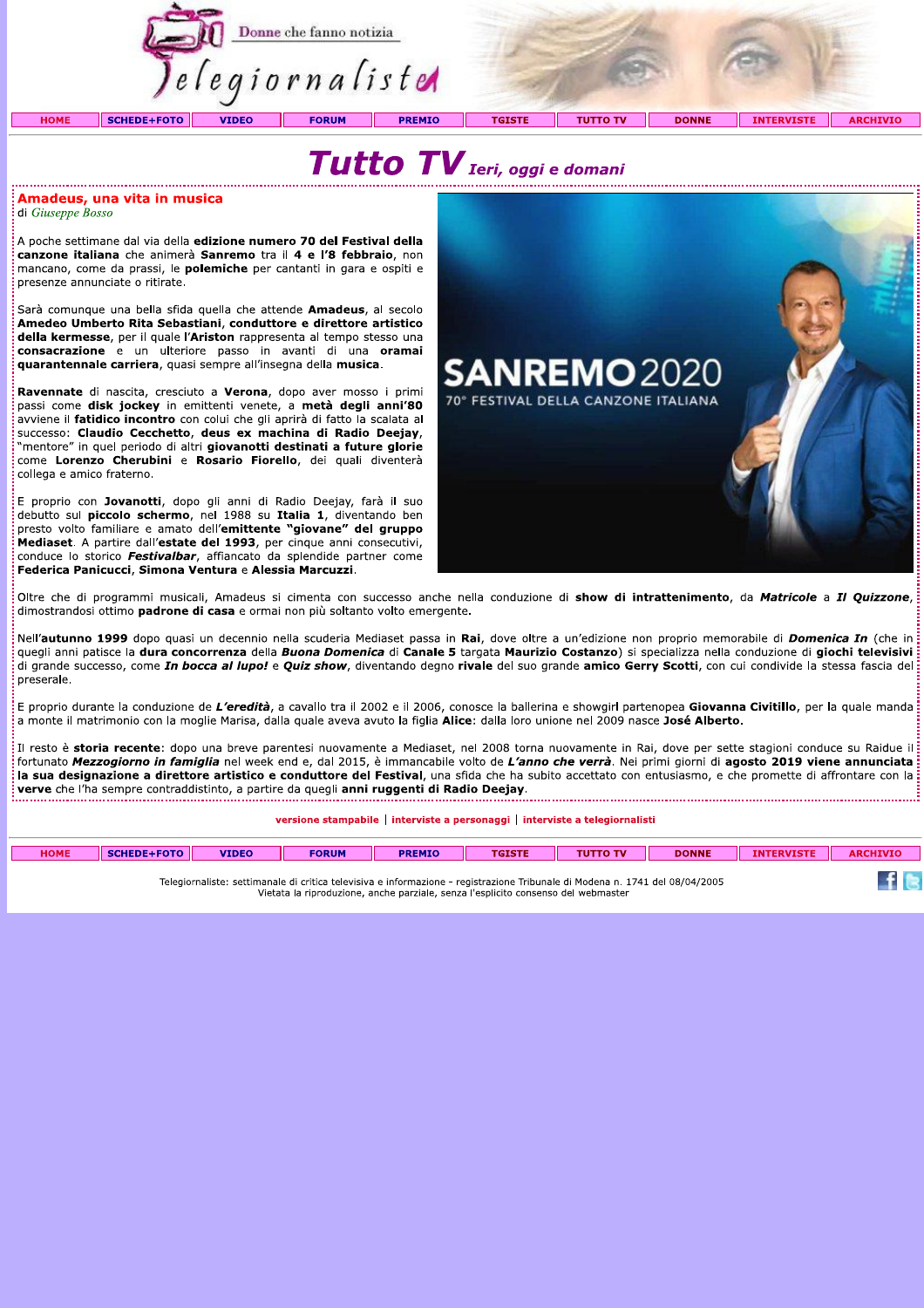# Tutto TV *Ieri, oggi e domani*

## Amadeus, una vita in musica

di *Giuseppe Bosso*

A poche settimane dal via della **edizione numero 70 del Festival della canzone italiana** che animerà **Sanremo** tra il **4 e l'8 febbraio**, non mancano, come da prassi, le **polemiche** per cantanti in gara e ospiti e presenze annunciate o ritirate.

Sarà comunque una bella sfida quella che attende **Amadeus**, al secolo **Amedeo Umberto Rita Sebastiani, conduttore e direttore artistico della kermesse**, per il quale l'**Ariston** rappresenta al tempo stesso una **consacrazione** e un ulteriore passo in avanti di una **oramai quarantennale carriera**, quasi sempre all'insegna della **musica**.

**Ravennate** di nascita, cresciuto a **Verona**, dopo aver mosso i primi passi come **disk jockey** in emittenti venete, a **metà degli anni'80** avviene il **fatidico incontro** con colui che gli aprirà di fatto la scalata al successo: **Claudio Cecchetto**, **deus ex machina di Radio Deejay**, "mentore" in quel periodo di altri **giovanotti destinati a future glorie** come **Lorenzo Cherubini** e **Rosario Fiorello**, dei quali diventerà collega e amico fraterno.

E proprio con **Jovanotti**, dopo gli anni di Radio Deejay, farà il suo debutto sul **piccolo schermo**, nel 1988 su **Italia 1**, diventando ben presto volto familiare e amato dell'**emittente "giovane" del gruppo Mediaset**. A partire dall'**estate del 1993**, per cinque anni consecutivi, conduce lo storico ***Festivalbar***, affiancato da splendide partner come **Federica Panicucci**, **Simona Ventura** e **Alessia Marcuzzi**.

Oltre che di programmi musicali, Amadeus si cimenta con successo anche nella conduzione di **show di intrattenimento**, da ***Matricole*** a ***Il Quizzone***, dimostrandosi ottimo **padrone di casa** e ormai non più soltanto volto emergente.

Nell'**autunno 1999** dopo quasi un decennio nella scuderia Mediaset passa in **Rai**, dove oltre a un'edizione non proprio memorabile di ***Domenica In*** (che in quegli anni patisce la **dura concorrenza** della ***Buona Domenica*** di **Canale 5** targata **Maurizio Costanzo**) si specializza nella conduzione di **giochi televisivi** di grande successo, come ***In bocca al lupo!*** e ***Quiz show***, diventando degno **rivale** del suo grande **amico Gerry Scotti**, con cui condivide la stessa fascia del preserale.

E proprio durante la conduzione de ***L'eredità***, a cavallo tra il 2002 e il 2006, conosce la ballerina e showgirl partenopea **Giovanna Civitillo**, per la quale manda a monte il matrimonio con la moglie Marisa, dalla quale aveva avuto la figlia **Alice**: dalla loro unione nel 2009 nasce **José Alberto.**

Il resto è **storia recente**: dopo una breve parentesi nuovamente a Mediaset, nel 2008 torna nuovamente in Rai, dove per sette stagioni conduce su Raidue il fortunato ***Mezzogiorno in famiglia*** nel week end e, dal 2015, è immancabile volto de ***L'anno che verrà***. Nei primi giorni di **agosto 2019 viene annunciata la sua designazione a direttore artistico e conduttore del Festival**, una sfida che ha subito accettato con entusiasmo, e che promette di affrontare con la **verve** che l'ha sempre contraddistinto, a partire da quegli **anni ruggenti di Radio Deejay**.

versione stampabile | interviste a personaggi | interviste a telegiornalisti

Telegiornaliste: settimanale di critica televisiva e informazione - registrazione Tribunale di Modena n. 1741 del 08/04/2005
Vietata la riproduzione, anche parziale, senza l'esplicito consenso del webmaster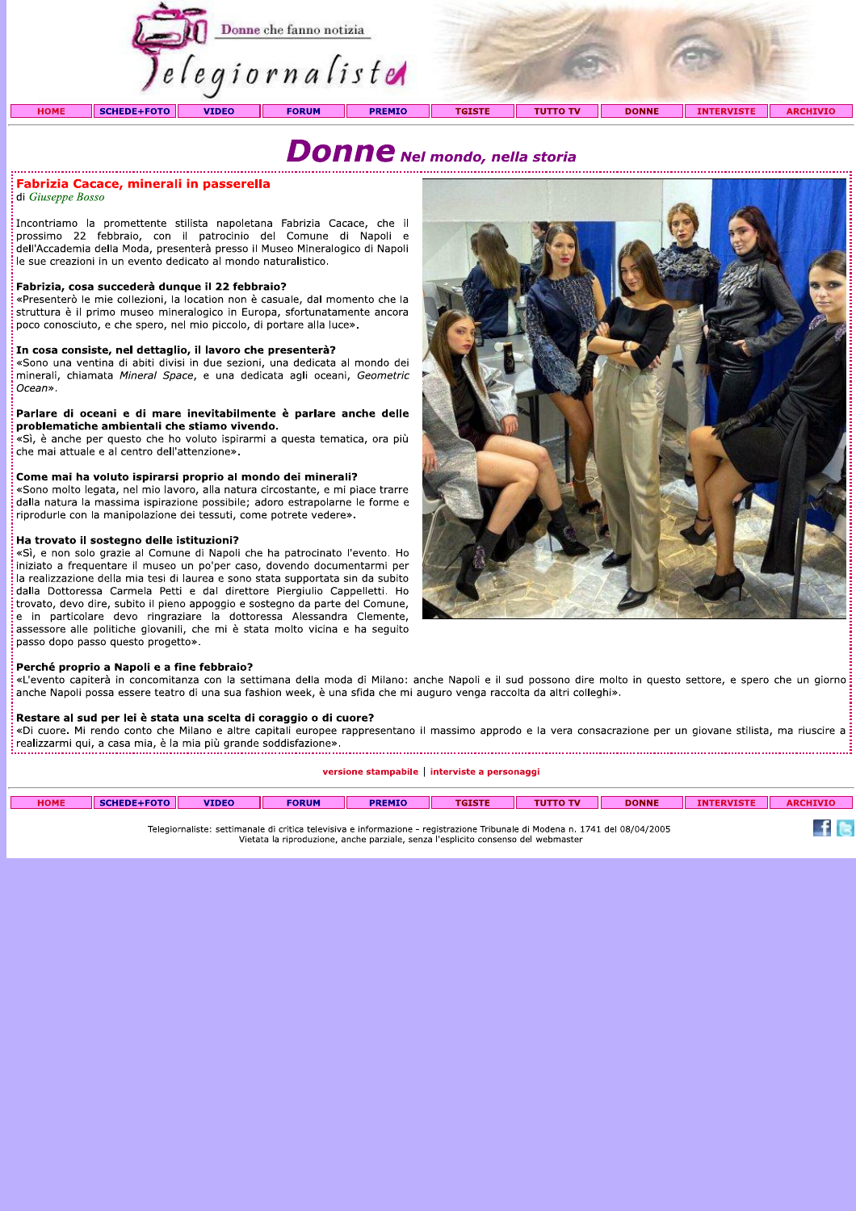# Donne Nel mondo, nella storia

## Fabrizia Cacace, minerali in passerella

di *Giuseppe Bosso*

Incontriamo la promettente stilista napoletana Fabrizia Cacace, che il prossimo 22 febbraio, con il patrocinio del Comune di Napoli e dell'Accademia della Moda, presenterà presso il Museo Mineralogico di Napoli le sue creazioni in un evento dedicato al mondo naturalistico.

**Fabrizia, cosa succederà dunque il 22 febbraio?**
«Presenterò le mie collezioni, la location non è casuale, dal momento che la struttura è il primo museo mineralogico in Europa, sfortunatamente ancora poco conosciuto, e che spero, nel mio piccolo, di portare alla luce».

**In cosa consiste, nel dettaglio, il lavoro che presenterà?**
«Sono una ventina di abiti divisi in due sezioni, una dedicata al mondo dei minerali, chiamata *Mineral Space*, e una dedicata agli oceani, *Geometric Ocean*».

**Parlare di oceani e di mare inevitabilmente è parlare anche delle problematiche ambientali che stiamo vivendo.**
«Sì, è anche per questo che ho voluto ispirarmi a questa tematica, ora più che mai attuale e al centro dell'attenzione».

**Come mai ha voluto ispirarsi proprio al mondo dei minerali?**
«Sono molto legata, nel mio lavoro, alla natura circostante, e mi piace trarre dalla natura la massima ispirazione possibile; adoro estrapolarne le forme e riprodurle con la manipolazione dei tessuti, come potrete vedere».

**Ha trovato il sostegno delle istituzioni?**
«Sì, e non solo grazie al Comune di Napoli che ha patrocinato l'evento. Ho iniziato a frequentare il museo un po'per caso, dovendo documentarmi per la realizzazione della mia tesi di laurea e sono stata supportata sin da subito dalla Dottoressa Carmela Petti e dal direttore Piergiulio Cappelletti. Ho trovato, devo dire, subito il pieno appoggio e sostegno da parte del Comune, e in particolare devo ringraziare la dottoressa Alessandra Clemente, assessore alle politiche giovanili, che mi è stata molto vicina e ha seguito passo dopo passo questo progetto».

**Perché proprio a Napoli e a fine febbraio?**
«L'evento capiterà in concomitanza con la settimana della moda di Milano: anche Napoli e il sud possono dire molto in questo settore, e spero che un giorno anche Napoli possa essere teatro di una sua fashion week, è una sfida che mi auguro venga raccolta da altri colleghi».

**Restare al sud per lei è stata una scelta di coraggio o di cuore?**
«Di cuore. Mi rendo conto che Milano e altre capitali europee rappresentano il massimo approdo e la vera consacrazione per un giovane stilista, ma riuscire a realizzarmi qui, a casa mia, è la mia più grande soddisfazione».

versione stampabile | interviste a personaggi

Telegiornaliste: settimanale di critica televisiva e informazione - registrazione Tribunale di Modena n. 1741 del 08/04/2005
Vietata la riproduzione, anche parziale, senza l'esplicito consenso del webmaster